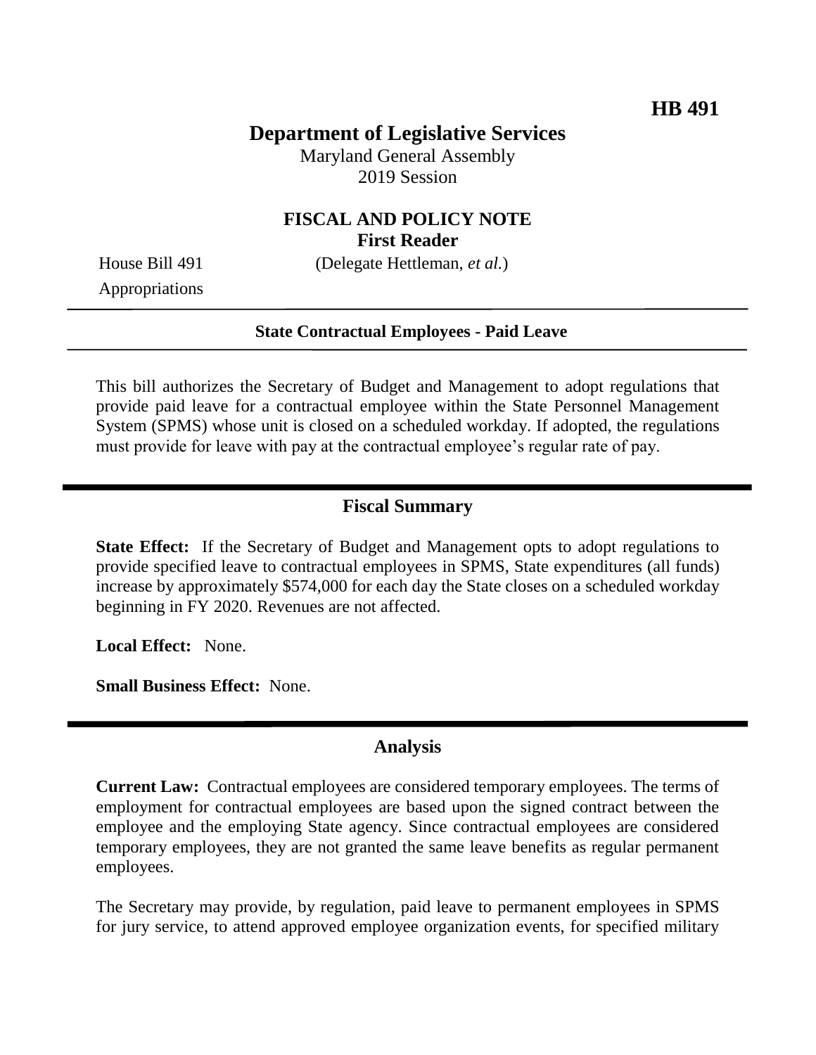**HB 491**

# Department of Legislative Services

Maryland General Assembly
2019 Session

## FISCAL AND POLICY NOTE
**First Reader**

House Bill 491 (Delegate Hettleman, *et al.*)
Appropriations

**State Contractual Employees - Paid Leave**

This bill authorizes the Secretary of Budget and Management to adopt regulations that provide paid leave for a contractual employee within the State Personnel Management System (SPMS) whose unit is closed on a scheduled workday. If adopted, the regulations must provide for leave with pay at the contractual employee's regular rate of pay.

## Fiscal Summary

**State Effect:** If the Secretary of Budget and Management opts to adopt regulations to provide specified leave to contractual employees in SPMS, State expenditures (all funds) increase by approximately $574,000 for each day the State closes on a scheduled workday beginning in FY 2020. Revenues are not affected.

**Local Effect:** None.

**Small Business Effect:** None.

## Analysis

**Current Law:** Contractual employees are considered temporary employees. The terms of employment for contractual employees are based upon the signed contract between the employee and the employing State agency. Since contractual employees are considered temporary employees, they are not granted the same leave benefits as regular permanent employees.

The Secretary may provide, by regulation, paid leave to permanent employees in SPMS for jury service, to attend approved employee organization events, for specified military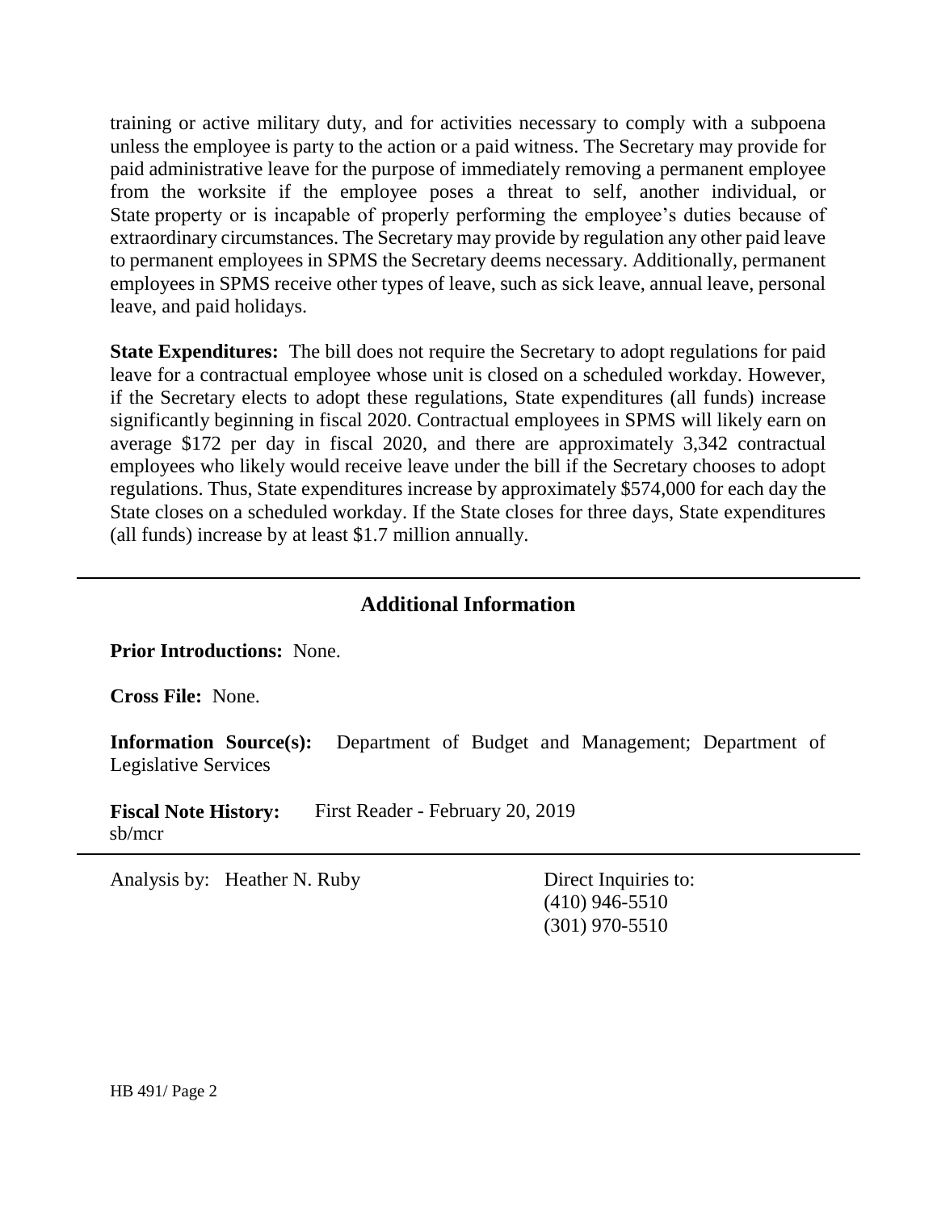training or active military duty, and for activities necessary to comply with a subpoena unless the employee is party to the action or a paid witness. The Secretary may provide for paid administrative leave for the purpose of immediately removing a permanent employee from the worksite if the employee poses a threat to self, another individual, or State property or is incapable of properly performing the employee's duties because of extraordinary circumstances. The Secretary may provide by regulation any other paid leave to permanent employees in SPMS the Secretary deems necessary. Additionally, permanent employees in SPMS receive other types of leave, such as sick leave, annual leave, personal leave, and paid holidays.

**State Expenditures:** The bill does not require the Secretary to adopt regulations for paid leave for a contractual employee whose unit is closed on a scheduled workday. However, if the Secretary elects to adopt these regulations, State expenditures (all funds) increase significantly beginning in fiscal 2020. Contractual employees in SPMS will likely earn on average $172 per day in fiscal 2020, and there are approximately 3,342 contractual employees who likely would receive leave under the bill if the Secretary chooses to adopt regulations. Thus, State expenditures increase by approximately $574,000 for each day the State closes on a scheduled workday. If the State closes for three days, State expenditures (all funds) increase by at least $1.7 million annually.

## Additional Information

**Prior Introductions:** None.

**Cross File:** None.

**Information Source(s):** Department of Budget and Management; Department of Legislative Services

**Fiscal Note History:** First Reader - February 20, 2019
sb/mcr

Analysis by: Heather N. Ruby

Direct Inquiries to:
(410) 946-5510
(301) 970-5510